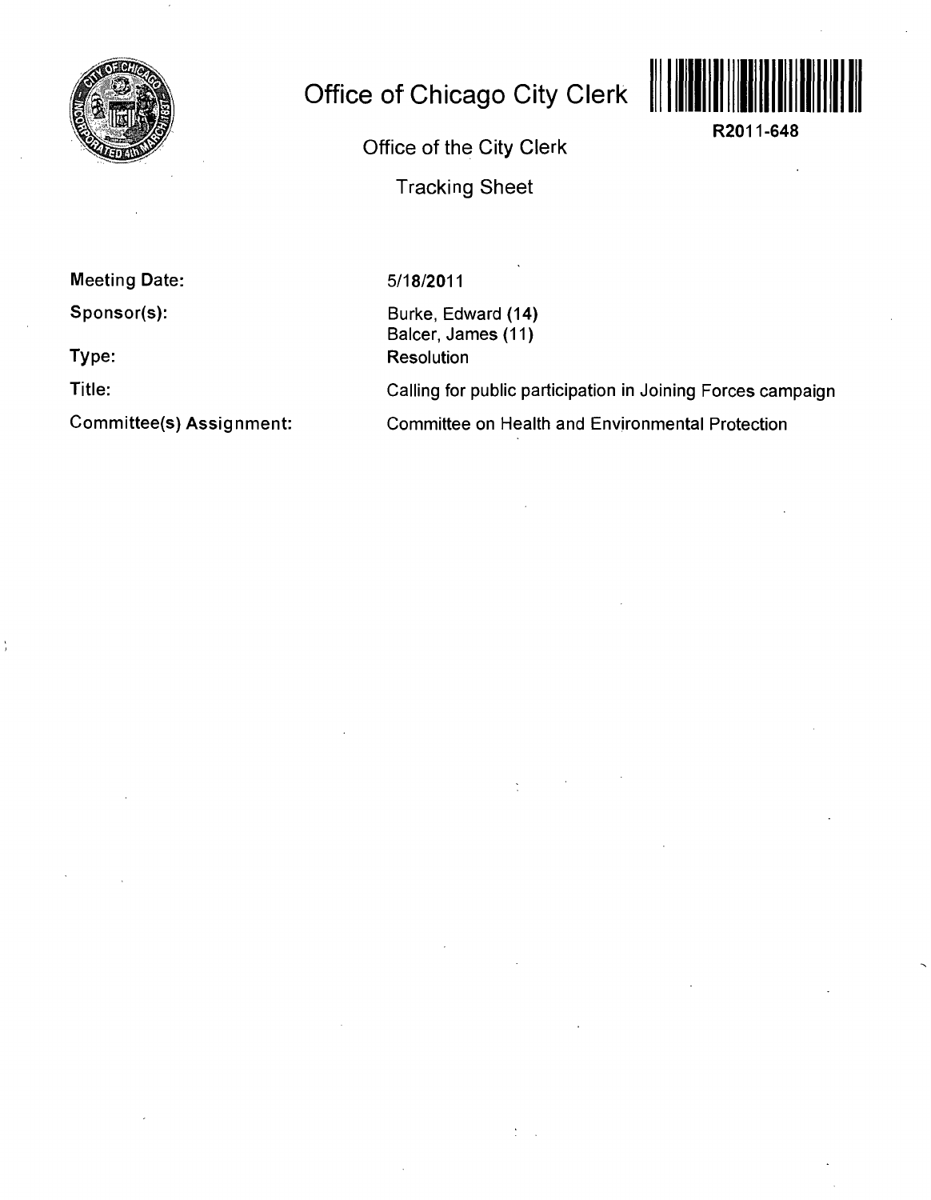# Office of Chicago City Clerk

R2011-648

Office of the City Clerk

Tracking Sheet

| | |
|---|---|
| **Meeting Date:** | 5/18/2011 |
| **Sponsor(s):** | Burke, Edward (14)<br>Balcer, James (11) |
| **Type:** | Resolution |
| **Title:** | Calling for public participation in Joining Forces campaign |
| **Committee(s) Assignment:** | Committee on Health and Environmental Protection |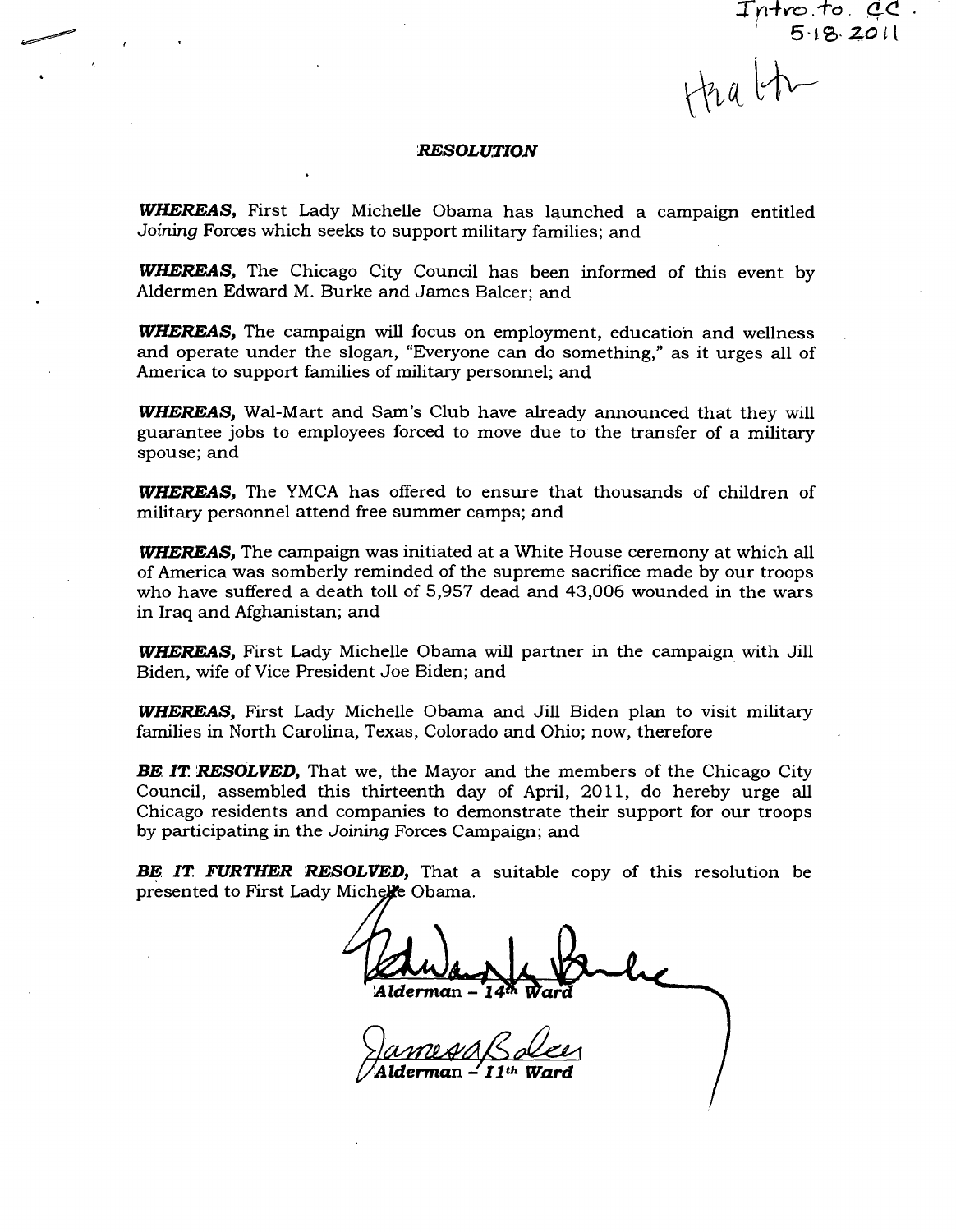Intro. to. CC.
5.18.2011

Health

## RESOLUTION

***WHEREAS,*** First Lady Michelle Obama has launched a campaign entitled *Joining* Forces which seeks to support military families; and

***WHEREAS,*** The Chicago City Council has been informed of this event by Aldermen Edward M. Burke and James Balcer; and

***WHEREAS,*** The campaign will focus on employment, education and wellness and operate under the slogan, "Everyone can do something," as it urges all of America to support families of military personnel; and

***WHEREAS,*** Wal-Mart and Sam's Club have already announced that they will guarantee jobs to employees forced to move due to the transfer of a military spouse; and

***WHEREAS,*** The YMCA has offered to ensure that thousands of children of military personnel attend free summer camps; and

***WHEREAS,*** The campaign was initiated at a White House ceremony at which all of America was somberly reminded of the supreme sacrifice made by our troops who have suffered a death toll of 5,957 dead and 43,006 wounded in the wars in Iraq and Afghanistan; and

***WHEREAS,*** First Lady Michelle Obama will partner in the campaign with Jill Biden, wife of Vice President Joe Biden; and

***WHEREAS,*** First Lady Michelle Obama and Jill Biden plan to visit military families in North Carolina, Texas, Colorado and Ohio; now, therefore

***BE IT RESOLVED,*** That we, the Mayor and the members of the Chicago City Council, assembled this thirteenth day of April, 2011, do hereby urge all Chicago residents and companies to demonstrate their support for our troops by participating in the *Joining* Forces Campaign; and

***BE IT FURTHER RESOLVED,*** That a suitable copy of this resolution be presented to First Lady Michelle Obama.

Edward M. Burke
*Alderman – 14th Ward*

James A. Balcer
*Alderman – 11th Ward*